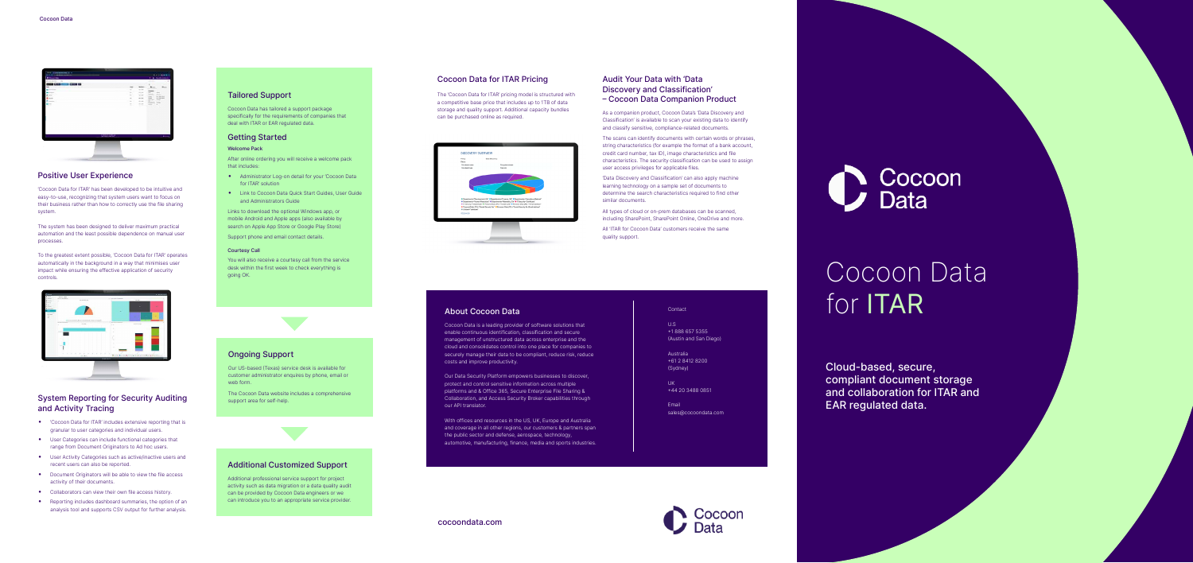## Positive User Experience

'Cocoon Data for ITAR' has been developed to be intuitive and easy-to-use, recognizing that system users want to focus on their business rather than how to correctly use the file sharing system.

The system has been designed to deliver maximum practical automation and the least possible dependence on manual user processes.

To the greatest extent possible, 'Cocoon Data for ITAR' operates automatically in the background in a way that minimises user impact while ensuring the effective application of security controls.

## System Reporting for Security Auditing and Activity Tracing

- 'Cocoon Data for ITAR' includes extensive reporting that is granular to user categories and individual users.
- User Categories can include functional categories that range from Document Originators to Ad hoc users.
- User Activity Categories such as active/inactive users and recent users can also be reported.
- Document Originators will be able to view the file access activity of their documents.
- Collaborators can view their own file access history.
- Reporting includes dashboard summaries, the option of an analysis tool and supports CSV output for further analysis.

## Tailored Support

Cocoon Data has tailored a support package specifically for the requirements of companies that deal with ITAR or EAR regulated data.

## Getting Started

**Welcome Pack**

After online ordering you will receive a welcome pack that includes:

- Administrator Log-on detail for your 'Cocoon Data for ITAR' solution
- Link to Cocoon Data Quick Start Guides, User Guide and Administrators Guide

Links to download the optional Windows app, or mobile Android and Apple apps (also available by search on Apple App Store or Google Play Store)

Support phone and email contact details.

**Courtesy Call**

You will also receive a courtesy call from the service desk within the first week to check everything is going OK.

## Ongoing Support

Our US-based (Texas) service desk is available for customer administrator enquires by phone, email or web form.

The Cocoon Data website includes a comprehensive support area for self-help.

## Additional Customized Support

Additional professional service support for project activity such as data migration or a data quality audit can be provided by Cocoon Data engineers or we can introduce you to an appropriate service provider.

## Cocoon Data for ITAR Pricing

The 'Cocoon Data for ITAR' pricing model is structured with a competitive base price that includes up to 1TB of data storage and quality support. Additional capacity bundles can be purchased online as required.

## Audit Your Data with 'Data Discovery and Classification' – Cocoon Data Companion Product

As a companion product, Cocoon Data's 'Data Discovery and Classification' is available to scan your existing data to identify and classify sensitive, compliance-related documents.

The scans can identify documents with certain words or phrases, string characteristics (for example the format of a bank account, credit card number, tax ID), image characteristics and file characteristics. The security classification can be used to assign user access privileges for applicable files.

'Data Discovery and Classification' can also apply machine learning technology on a sample set of documents to determine the search characteristics required to find other similar documents.

All types of cloud or on-prem databases can be scanned, including SharePoint, SharePoint Online, OneDrive and more.

All 'ITAR for Cocoon Data' customers receive the same quality support.

## About Cocoon Data

Cocoon Data is a leading provider of software solutions that enable continuous identification, classification and secure management of unstructured data across enterprise and the cloud and consolidates control into one place for companies to securely manage their data to be compliant, reduce risk, reduce costs and improve productivity.

Our Data Security Platform empowers businesses to discover, protect and control sensitive information across multiple platforms and & Office 365, Secure Enterprise File Sharing & Collaboration, and Access Security Broker capabilities through our API translator.

With offices and resources in the US, UK, Europe and Australia and coverage in all other regions, our customers & partners span the public sector and defense, aerospace, technology, automotive, manufacturing, finance, media and sports industries.

Contact

U.S
+1 888 657 5355
(Austin and San Diego)

Australia
+61 2 8412 8200
(Sydney)

UK
+44 20 3488 0851

Email
sales@cocoondata.com

cocoondata.com

# Cocoon Data for ITAR

**Cloud-based, secure, compliant document storage and collaboration for ITAR and EAR regulated data.**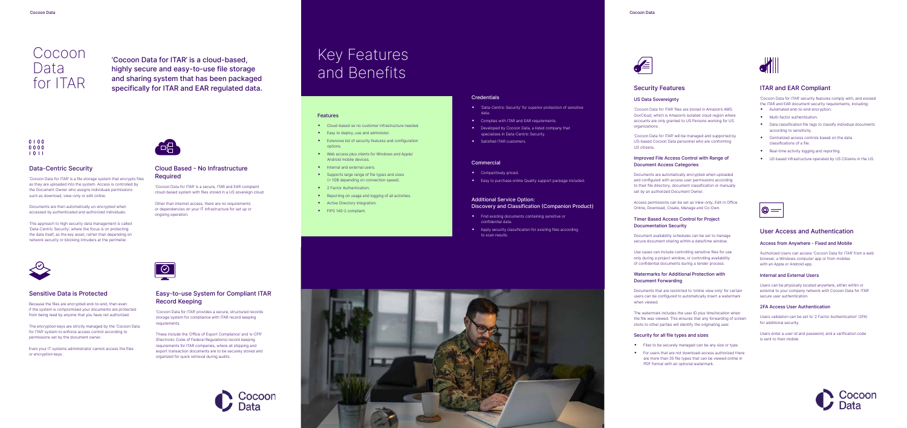# Cocoon Data for ITAR

**'Cocoon Data for ITAR' is a cloud-based, highly secure and easy-to-use file storage and sharing system that has been packaged specifically for ITAR and EAR regulated data.**

## Data-Centric Security

'Cocoon Data for ITAR' is a file storage system that encrypts files as they are uploaded into the system. Access is controlled by the Document Owner who assigns individuals permissions such as download, view-only or edit online.

Documents are then automatically un-encrypted when accessed by authenticated and authorized individuals.

This approach to high security data management is called 'Data-Centric Security', where the focus is on protecting the data itself, as the key asset, rather than depending on network security or blocking intruders at the perimeter.

## Cloud Based - No Infrastructure Required

'Cocoon Data for ITAR' is a secure, ITAR and EAR compliant cloud-based system with files stored in a US sovereign cloud.

Other than internet access, there are no requirements or dependencies on your IT infrastructure for set up or ongoing operation.

## Sensitive Data is Protected

Because the files are encrypted end-to-end, then even if the system is compromised your documents are protected from being read by anyone that you have not authorized.

The encryption keys are strictly managed by the 'Cocoon Data for ITAR' system to enforce access control according to permissions set by the document owner.

Even your IT systems administrator cannot access the files or encryption keys.

## Easy-to-use System for Compliant ITAR Record Keeping

'Cocoon Data for ITAR' provides a secure, structured records storage system for compliance with ITAR record keeping requirements.

These include the 'Office of Export Compliance' and 'e-CFR' (Electronic Code of Federal Regulations) record keeping requirements for ITAR companies, where all shipping and export transaction documents are to be securely stored and organized for quick retrieval during audits.

# Key Features and Benefits

### Features

- Cloud-based so no customer infrastructure needed.
- Easy to deploy, use and administer.
- Extensive list of security features and configuration options.
- Web access plus clients for Windows and Apple/ Android mobile devices.
- Internal and external users.
- Supports large range of file types and sizes (> 1GB depending on connection speed).
- 2 Factor Authentication.
- Reporting on usage and logging of all activities.
- Active Directory Integration.
- FIPS 140-2 compliant.

### Credentials

- 'Data-Centric Security' for superior protection of sensitive data.
- Complies with ITAR and EAR requirements.
- Developed by Cocoon Data, a listed company that specializes in Data-Centric Security.
- Satisfied ITAR customers.

### Commercial

- Competitively priced.
- Easy to purchase online Quality support package included.

### Additional Service Option: Discovery and Classification (Companion Product)

- Find existing documents containing sensitive or confidential data.
- Apply security classification for existing files according to scan results.

## Security Features

### US Data Sovereignty

'Cocoon Data for ITAR' files are stored in Amazon's AWS GovCloud, which is Amazon's isolated cloud region where accounts are only granted to US Persons working for US organizations.

'Cocoon Data for ITAR' will be managed and supported by US-based Cocoon Data personnel who are conforming US citizens.

### Improved File Access Control with Range of Document Access Categories

Documents are automatically encrypted when uploaded and configured with access user permissions according to their file directory, document classification or manually set by an authorized Document Owner.

Access permissions can be set as View-only, Edit in Office Online, Download, Create, Manage and Co-Own.

### Timer Based Access Control for Project Documentation Security

Document availability schedules can be set to manage secure document sharing within a date/time window.

Use cases can include controlling sensitive files for use only during a project window, or controlling availability of confidential documents during a tender process.

### Watermarks for Additional Protection with Document Forwarding

Documents that are restricted to 'online view only' for certain users can be configured to automatically insert a watermark when viewed.

The watermark includes the user ID plus time/location when the file was viewed. This ensures that any forwarding of screen shots to other parties will identify the originating user.

### Security for all file types and sizes

- Files to be securely managed can be any size or type.
- For users that are not download-access authorized there are more than 35 file types that can be viewed online in PDF format with an optional watermark.

## ITAR and EAR Compliant

'Cocoon Data for ITAR' security features comply with, and exceed the ITAR and EAR document security requirements, including:

- Automated end-to-end encryption.
- Multi-factor authentication.
- Data classification file tags to classify individual documents according to sensitivity.
- Centralized access controls based on the data classifications of a file.
- Real-time activity logging and reporting.
- US based infrastructure operated by US Citizens in the US.

## User Access and Authentication

### Access from Anywhere - Fixed and Mobile

'Authorized Users can access 'Cocoon Data for ITAR' from a web browser, a Windows computer app or from mobiles with an Apple or Android app.

### Internal and External Users

Users can be physically located anywhere, either within or external to your company network with Cocoon Data for ITAR' secure user authentication.

### 2FA Access User Authentication

Users validation can be set to '2 Factor Authentication' (2FA) for additional security.

Users enter a user-id and password, and a verification code is sent to their mobile.